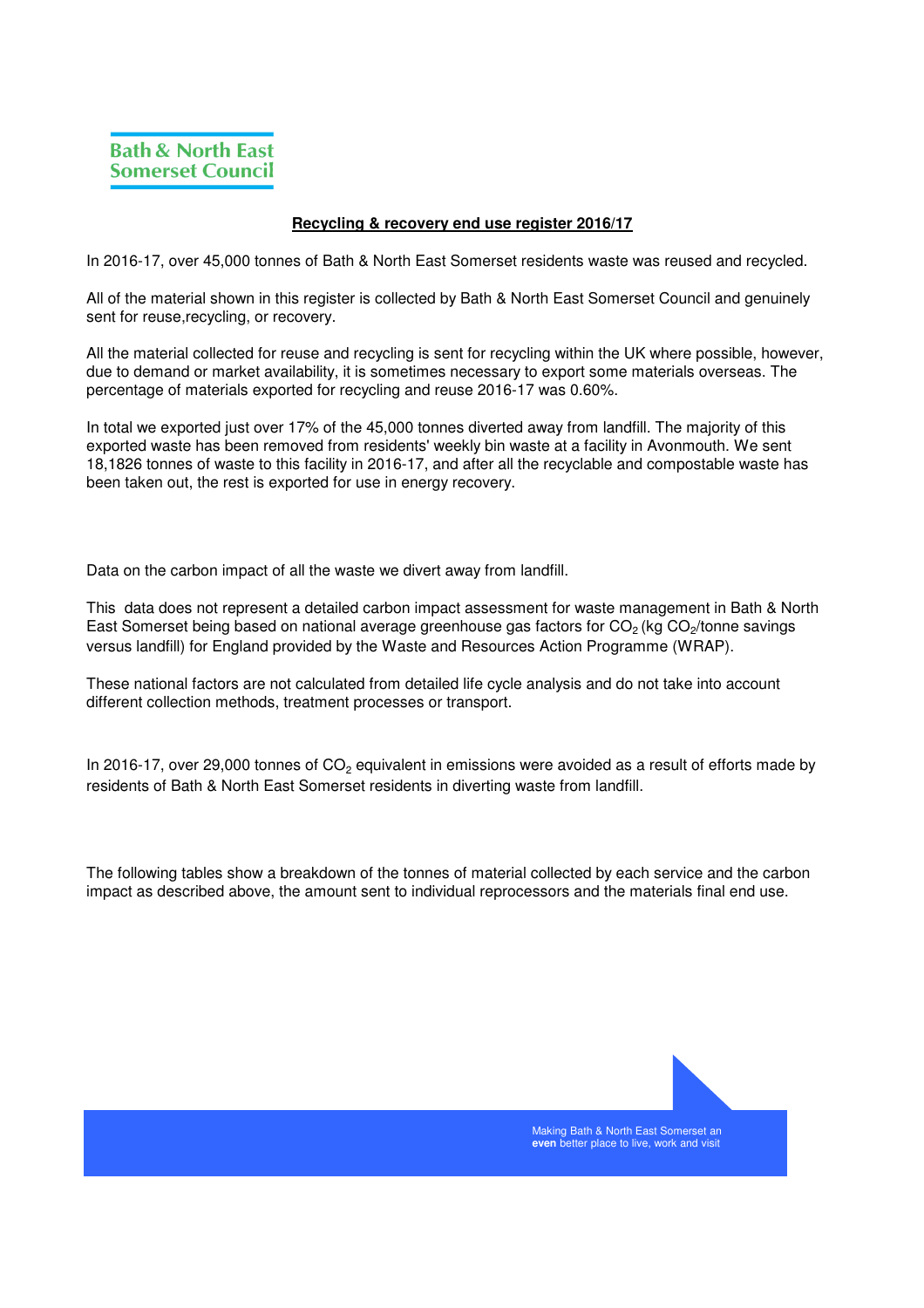Bath & North East Somerset Council

## Recycling & recovery end use register 2016/17

In 2016-17, over 45,000 tonnes of Bath & North East Somerset residents waste was reused and recycled.

All of the material shown in this register is collected by Bath & North East Somerset Council and genuinely sent for reuse,recycling, or recovery.

All the material collected for reuse and recycling is sent for recycling within the UK where possible, however, due to demand or market availability, it is sometimes necessary to export some materials overseas. The percentage of materials exported for recycling and reuse 2016-17 was 0.60%.

In total we exported just over 17% of the 45,000 tonnes diverted away from landfill. The majority of this exported waste has been removed from residents' weekly bin waste at a facility in Avonmouth. We sent 18,1826 tonnes of waste to this facility in 2016-17, and after all the recyclable and compostable waste has been taken out, the rest is exported for use in energy recovery.

Data on the carbon impact of all the waste we divert away from landfill.

This data does not represent a detailed carbon impact assessment for waste management in Bath & North East Somerset being based on national average greenhouse gas factors for $CO_2$ (kg $CO_2$/tonne savings versus landfill) for England provided by the Waste and Resources Action Programme (WRAP).

These national factors are not calculated from detailed life cycle analysis and do not take into account different collection methods, treatment processes or transport.

In 2016-17, over 29,000 tonnes of $CO_2$ equivalent in emissions were avoided as a result of efforts made by residents of Bath & North East Somerset residents in diverting waste from landfill.

The following tables show a breakdown of the tonnes of material collected by each service and the carbon impact as described above, the amount sent to individual reprocessors and the materials final end use.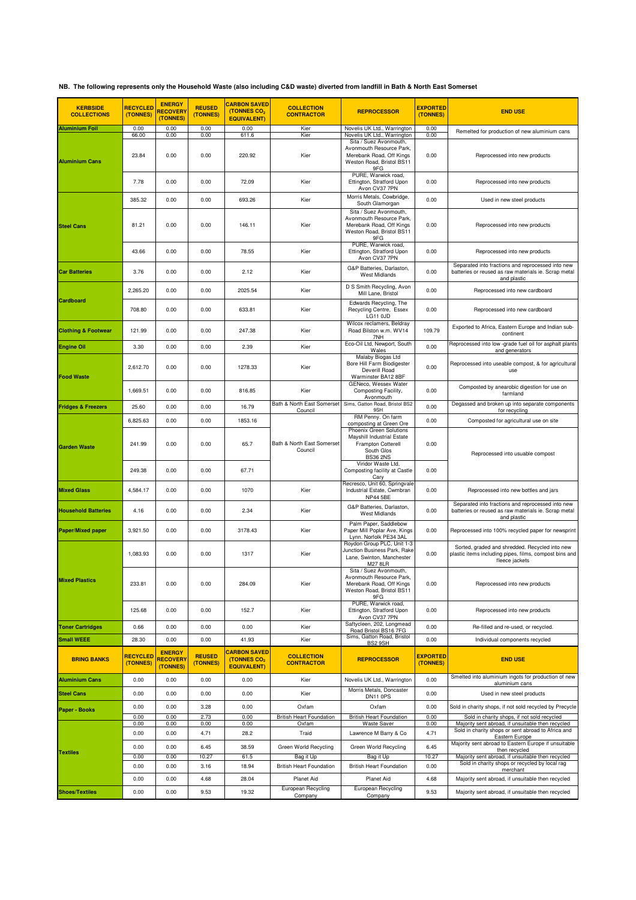**NB. The following represents only the Household Waste (also including C&D waste) diverted from landfill in Bath & North East Somerset**

| KERBSIDE COLLECTIONS | RECYCLED (TONNES) | ENERGY RECOVERY (TONNES) | REUSED (TONNES) | CARBON SAVED (TONNES $CO_2$ EQUIVALENT) | COLLECTION CONTRACTOR | REPROCESSOR | EXPORTED (TONNES) | END USE |
|---|---|---|---|---|---|---|---|---|
| Aluminium Foil | 0.00 | 0.00 | 0.00 | 0.00 | Kier | Novelis UK Ltd., Warrington | 0.00 | Remelted for production of new aluminium cans |
| Aluminium Cans | 66.00 | 0.00 | 0.00 | 611.6 | Kier | Novelis UK Ltd., Warrington | 0.00 | |
| | 23.84 | 0.00 | 0.00 | 220.92 | Kier | Sita / Suez Avonmouth, Avonmouth Resource Park, Merebank Road, Off Kings Weston Road, Bristol BS11 9FG | 0.00 | Reprocessed into new products |
| | 7.78 | 0.00 | 0.00 | 72.09 | Kier | PURE, Warwick road, Ettington, Stratford Upon Avon CV37 7PN | 0.00 | Reprocessed into new products |
| Steel Cans | 385.32 | 0.00 | 0.00 | 693.26 | Kier | Morris Metals, Cowbridge, South Glamorgan | 0.00 | Used in new steel products |
| | 81.21 | 0.00 | 0.00 | 146.11 | Kier | Sita / Suez Avonmouth, Avonmouth Resource Park, Merebank Road, Off Kings Weston Road, Bristol BS11 9FG | 0.00 | Reprocessed into new products |
| | 43.66 | 0.00 | 0.00 | 78.55 | Kier | PURE, Warwick road, Ettington, Stratford Upon Avon CV37 7PN | 0.00 | Reprocessed into new products |
| Car Batteries | 3.76 | 0.00 | 0.00 | 2.12 | Kier | G&P Batteries, Darlaston, West Midlands | 0.00 | Separated into fractions and reprocessed into new batteries or reused as raw materials ie. Scrap metal and plastic |
| Cardboard | 2,265.20 | 0.00 | 0.00 | 2025.54 | Kier | D S Smith Recycling, Avon Mill Lane, Bristol | 0.00 | Reprocessed into new cardboard |
| | 708.80 | 0.00 | 0.00 | 633.81 | Kier | Edwards Recycling, The Recycling Centre, Essex LG11 0JD | 0.00 | Reprocessed into new cardboard |
| Clothing & Footwear | 121.99 | 0.00 | 0.00 | 247.38 | Kier | Wilcox reclamers, Beldray Road Bilston w.m. WV14 7NH | 109.79 | Exported to Africa, Eastern Europe and Indian sub-continent |
| Engine Oil | 3.30 | 0.00 | 0.00 | 2.39 | Kier | Eco-Oil Ltd, Newport, South Wales | 0.00 | Reprocessed into low -grade fuel oil for asphalt plants and generators |
| Food Waste | 2,612.70 | 0.00 | 0.00 | 1278.33 | Kier | Malaby Biogas Ltd Bore Hill Farm Biodigester Deverill Road Warminster BA12 8BF | 0.00 | Reprocessed into useable compost, & for agricultural use |
| | 1,669.51 | 0.00 | 0.00 | 816.85 | Kier | GENeco, Wessex Water Composting Facility, Avonmouth | 0.00 | Composted by anearobic digestion for use on farmland |
| Fridges & Freezers | 25.60 | 0.00 | 0.00 | 16.79 | Bath & North East Somerset Council | Sims, Gatton Road, Bristol BS2 9SH | 0.00 | Degassed and broken up into separate components for recycling |
| Garden Waste | 6,825.63 | 0.00 | 0.00 | 1853.16 | Bath & North East Somerset Council | RM Penny. On farm composting at Green Ore | 0.00 | Composted for agricultural use on site |
| | 241.99 | 0.00 | 0.00 | 65.7 | | Phoenix Green Solutions Mayshill Industrial Estate Frampton Cotterell South Glos BS36 2NS | 0.00 | Reprocessed into usuable compost |
| | 249.38 | 0.00 | 0.00 | 67.71 | | Viridor Waste Ltd, Composting facility at Castle Cary | 0.00 | |
| Mixed Glass | 4,584.17 | 0.00 | 0.00 | 1070 | Kier | Recresco, Unit 60, Springvale Industrial Estate, Cwmbran NP44 5BE | 0.00 | Reprocessed into new bottles and jars |
| Household Batteries | 4.16 | 0.00 | 0.00 | 2.34 | Kier | G&P Batteries, Darlaston, West Midlands | 0.00 | Separated into fractions and reprocessed into new batteries or reused as raw materials ie. Scrap metal and plastic |
| Paper/Mixed paper | 3,921.50 | 0.00 | 0.00 | 3178.43 | Kier | Palm Paper, Saddlebow Paper Mill Poplar Ave, Kings Lynn, Norfolk PE34 3AL | 0.00 | Reprocessed into 100% recycled paper for newsprint |
| Mixed Plastics | 1,083.93 | 0.00 | 0.00 | 1317 | Kier | Roydon Group PLC, Unit 1-3 Junction Business Park, Rake Lane, Swinton, Manchester M27 8LR | 0.00 | Sorted, graded and shredded. Recycled into new plastic items including pipes, films, compost bins and fleece jackets |
| | 233.81 | 0.00 | 0.00 | 284.09 | Kier | Sita / Suez Avonmouth, Avonmouth Resource Park, Merebank Road, Off Kings Weston Road, Bristol BS11 9FG | 0.00 | Reprocessed into new products |
| | 125.68 | 0.00 | 0.00 | 152.7 | Kier | PURE, Warwick road, Ettington, Stratford Upon Avon CV37 7PN | 0.00 | Reprocessed into new products |
| Toner Cartridges | 0.66 | 0.00 | 0.00 | 0.00 | Kier | Saftycleen, 202, Longmead Road Bristol BS16 7FG | 0.00 | Re-filled and re-used, or recycled. |
| Small WEEE | 28.30 | 0.00 | 0.00 | 41.93 | Kier | Sims, Gatton Road, Bristol BS2 9SH | 0.00 | Individual components recycled |
| **BRING BANKS** | **RECYCLED (TONNES)** | **ENERGY RECOVERY (TONNES)** | **REUSED (TONNES)** | **CARBON SAVED (TONNES $CO_2$ EQUIVALENT)** | **COLLECTION CONTRACTOR** | **REPROCESSOR** | **EXPORTED (TONNES)** | **END USE** |
| Aluminium Cans | 0.00 | 0.00 | 0.00 | 0.00 | Kier | Novelis UK Ltd., Warrington | 0.00 | Smelted into aluminium ingots for production of new aluminium cans |
| Steel Cans | 0.00 | 0.00 | 0.00 | 0.00 | Kier | Morris Metals, Doncaster DN11 0PS | 0.00 | Used in new steel products |
| Paper - Books | 0.00 | 0.00 | 3.28 | 0.00 | Oxfam | Oxfam | 0.00 | Sold in charity shops, if not sold recycled by Precycle |
| | 0.00 | 0.00 | 2.73 | 0.00 | British Heart Foundation | British Heart Foundation | 0.00 | Sold in charity shops, if not sold recycled |
| Textiles | 0.00 | 0.00 | 0.00 | 0.00 | Oxfam | Waste Saver | 0.00 | Majority sent abroad, if unsuitable then recycled |
| | 0.00 | 0.00 | 4.71 | 28.2 | Traid | Lawrence M Barry & Co | 4.71 | Sold in charity shops or sent abroad to Africa and Eastern Europe |
| | 0.00 | 0.00 | 6.45 | 38.59 | Green World Recycling | Green World Recycling | 6.45 | Majority sent abroad to Eastern Europe if unsuitable then recycled |
| | 0.00 | 0.00 | 10.27 | 61.5 | Bag it Up | Bag it Up | 10.27 | Majority sent abroad, if unsuitable then recycled |
| | 0.00 | 0.00 | 3.16 | 18.94 | British Heart Foundation | British Heart Foundation | 0.00 | Sold in charity shops or recycled by local rag merchant |
| | 0.00 | 0.00 | 4.68 | 28.04 | Planet Aid | Planet Aid | 4.68 | Majority sent abroad, if unsuitable then recycled |
| Shoes/Textiles | 0.00 | 0.00 | 9.53 | 19.32 | European Recycling Company | European Recycling Company | 9.53 | Majority sent abroad, if unsuitable then recycled |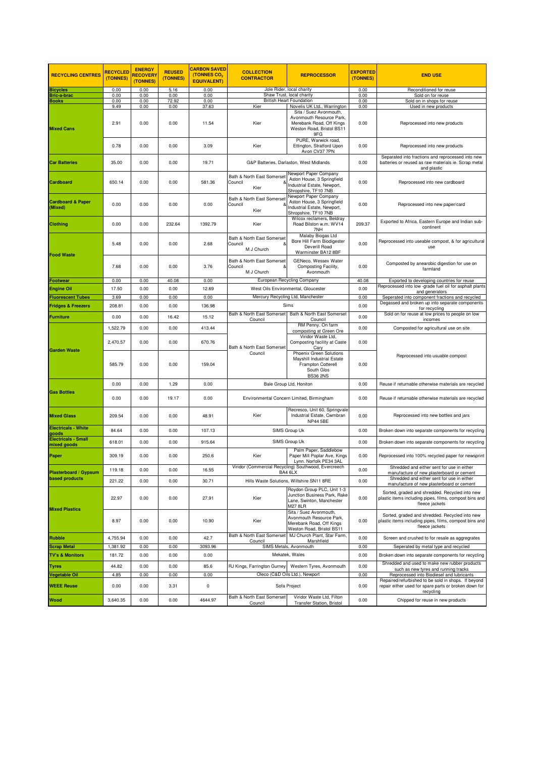| RECYCLING CENTRES | RECYCLED (TONNES) | ENERGY RECOVERY (TONNES) | REUSED (TONNES) | CARBON SAVED (TONNES $CO_2$ EQUIVALENT) | COLLECTION CONTRACTOR | REPROCESSOR | EXPORTED (TONNES) | END USE |
|---|---|---|---|---|---|---|---|---|
| Bicycles | 0.00 | 0.00 | 5.16 | 0.00 | Jole Rider, local charity | | 0.00 | Reconditioned for reuse |
| Bric-a-brac | 0.00 | 0.00 | 0.00 | 0.00 | Shaw Trust, local charity | | 0.00 | Sold on for reuse |
| Books | 0.00 | 0.00 | 72.92 | 0.00 | British Heart Foundation | | 0.00 | Sold on in shops for reuse |
| Mixed Cans | 9.49 | 0.00 | 0.00 | 37.63 | Kier | Novelis UK Ltd., Warrington | 0.00 | Used in new products |
| | 2.91 | 0.00 | 0.00 | 11.54 | Kier | Sita / Suez Avonmouth, Avonmouth Resource Park, Merebank Road, Off Kings Weston Road, Bristol BS11 9FG | 0.00 | Reprocessed into new products |
| | 0.78 | 0.00 | 0.00 | 3.09 | Kier | PURE, Warwick road, Ettington, Stratford Upon Avon CV37 7PN | 0.00 | Reprocessed into new products |
| Car Batteries | 35.00 | 0.00 | 0.00 | 19.71 | G&P Batteries, Darlaston, West Midlands | | 0.00 | Separated into fractions and reprocessed into new batteries or reused as raw materials ie. Scrap metal and plastic |
| Cardboard | 650.14 | 0.00 | 0.00 | 581.36 | Bath & North East Somerset Council & Kier | Newport Paper Company Aston House, 3 Springfield Industrial Estate, Newport, Shropshire, TF10 7NB | 0.00 | Reprocessed into new cardboard |
| Cardboard & Paper (Mixed) | 0.00 | 0.00 | 0.00 | 0.00 | Bath & North East Somerset Council & Kier | Newport Paper Company Aston House, 3 Springfield Industrial Estate, Newport, Shropshire, TF10 7NB | 0.00 | Reprocessed into new paper/card |
| Clothing | 0.00 | 0.00 | 232.64 | 1392.79 | Kier | Wilcox reclamers, Beldray Road Bilston w.m. WV14 7NH | 209.37 | Exported to Africa, Eastern Europe and Indian sub-continent |
| Food Waste | 5.48 | 0.00 | 0.00 | 2.68 | Bath & North East Somerset Council & M J Church | Malaby Biogas Ltd Bore Hill Farm Biodigester Deverill Road Warminster BA12 8BF | 0.00 | Reprocessed into useable compost, & for agricultural use |
| | 7.68 | 0.00 | 0.00 | 3.76 | Bath & North East Somerset Council & M J Church | GENeco, Wessex Water Composting Facility, Avonmouth | 0.00 | Composted by anaerobic digestion for use on farmland |
| Footwear | 0.00 | 0.00 | 40.08 | 0.00 | European Recycling Company | | 40.08 | Exported to developing countries for reuse |
| Engine Oil | 17.50 | 0.00 | 0.00 | 12.69 | West Oils Environmental, Gloucester | | 0.00 | Reprocessed into low -grade fuel oil for asphalt plants and generators |
| Fluorescent Tubes | 3.69 | 0.00 | 0.00 | 0.00 | Mercury Recycling Ltd, Manchester | | 0.00 | Seperated into component fractions and recycled |
| Fridges & Freezers | 208.81 | 0.00 | 0.00 | 136.98 | Sims | | 0.00 | Degassed and broken up into separate components for recycling |
| Furniture | 0.00 | 0.00 | 16.42 | 15.12 | Bath & North East Somerset Council | Bath & North East Somerset Council | 0.00 | Sold on for reuse at low prices to people on low incomes |
| Garden Waste | 1,522.79 | 0.00 | 0.00 | 413.44 | Bath & North East Somerset Council | RM Penny. On farm composting at Green Ore | 0.00 | Composted for agricultural use on site |
| | 2,470.57 | 0.00 | 0.00 | 670.76 | | Viridor Waste Ltd, Composting facility at Caste Cary | 0.00 | Reprocessed into usuable compost |
| | 585.79 | 0.00 | 0.00 | 159.04 | | Phoenix Green Solutions Mayshill Industrial Estate Frampton Cotterell South Glos BS36 2NS | 0.00 | |
| Gas Bottles | 0.00 | 0.00 | 1.29 | 0.00 | Bale Group Ltd, Honiton | | 0.00 | Reuse if returnable otherwise materials are recycled |
| | 0.00 | 0.00 | 19.17 | 0.00 | Environmental Concern Limited, Birmingham | | 0.00 | Reuse if returnable otherwise materials are recycled |
| Mixed Glass | 209.54 | 0.00 | 0.00 | 48.91 | Kier | Recresco, Unit 60, Springvale Industrial Estate, Cwmbran NP44 5BE | 0.00 | Reprocessed into new bottles and jars |
| Electricals - White goods | 84.64 | 0.00 | 0.00 | 107.13 | SIMS Group Uk | | 0.00 | Broken down into separate components for recycling |
| Electricals - Small mixed goods | 618.01 | 0.00 | 0.00 | 915.64 | SIMS Group Uk | | 0.00 | Broken down into separate components for recycling |
| Paper | 309.19 | 0.00 | 0.00 | 250.6 | Kier | Palm Paper, Saddlebow Paper Mill Poplar Ave, Kings Lynn. Norfolk PE34 3AL | 0.00 | Reprocessed into 100% recycled paper for newsprint |
| Plasterboard / Gypsum based products | 119.18 | 0.00 | 0.00 | 16.55 | Viridor (Commercial Recycling) Southwood, Evercreech BA4 6LX | | 0.00 | Shredded and either sent for use in either manufacture of new plasterboard or cement |
| | 221.22 | 0.00 | 0.00 | 30.71 | Hills Waste Solutions, Wiltshire SN11 8RE | | 0.00 | Shredded and either sent for use in either manufacture of new plasterboard or cement |
| Mixed Plastics | 22.97 | 0.00 | 0.00 | 27.91 | Kier | Roydon Group PLC, Unit 1-3 Junction Business Park, Rake Lane, Swinton, Manchester M27 8LR | 0.00 | Sorted, graded and shredded. Recycled into new plastic items including pipes, films, compost bins and fleece jackets |
| | 8.97 | 0.00 | 0.00 | 10.90 | Kier | Sita / Suez Avonmouth, Avonmouth Resource Park, Merebank Road, Off Kings Weston Road, Bristol BS11 | 0.00 | Sorted, graded and shredded. Recycled into new plastic items including pipes, films, compost bins and fleece jackets |
| Rubble | 4,755.94 | 0.00 | 0.00 | 42.7 | Bath & North East Somerset Council | MJ Church Plant, Star Farm, Marshfield | 0.00 | Screen and crushed to for resale as aggregrates |
| Scrap Metal | 1,381.92 | 0.00 | 0.00 | 3093.96 | SIMS Metals, Avonmouth | | 0.00 | Seperated by metal type and recycled |
| TV's & Monitors | 181.72 | 0.00 | 0.00 | 0.00 | Mekatek, Wales | | 0.00 | Broken down into separate components for recycling |
| Tyres | 44.82 | 0.00 | 0.00 | 85.6 | RJ Kings, Farrington Gurney | Western Tyres, Avonmouth | 0.00 | Shredded and used to make new rubber products such as new tyres and running tracks |
| Vegetable Oil | 4.85 | 0.00 | 0.00 | 0.00 | Oleco (C&D Oils Ltd.), Newport | | 0.00 | Reprocessed into Biodiesel and lubricants |
| WEEE Reuse | 0.00 | 0.00 | 3.31 | 0 | Sofa Project | | 0.00 | Repaired/refurbished to be sold in shops. If beyond repair either used for spare parts or broken down for recycling |
| Wood | 3,640.35 | 0.00 | 0.00 | 4644.97 | Bath & North East Somerset Council | Viridor Waste Ltd, Filton Transfer Station, Bristol | 0.00 | Chipped for reuse in new products |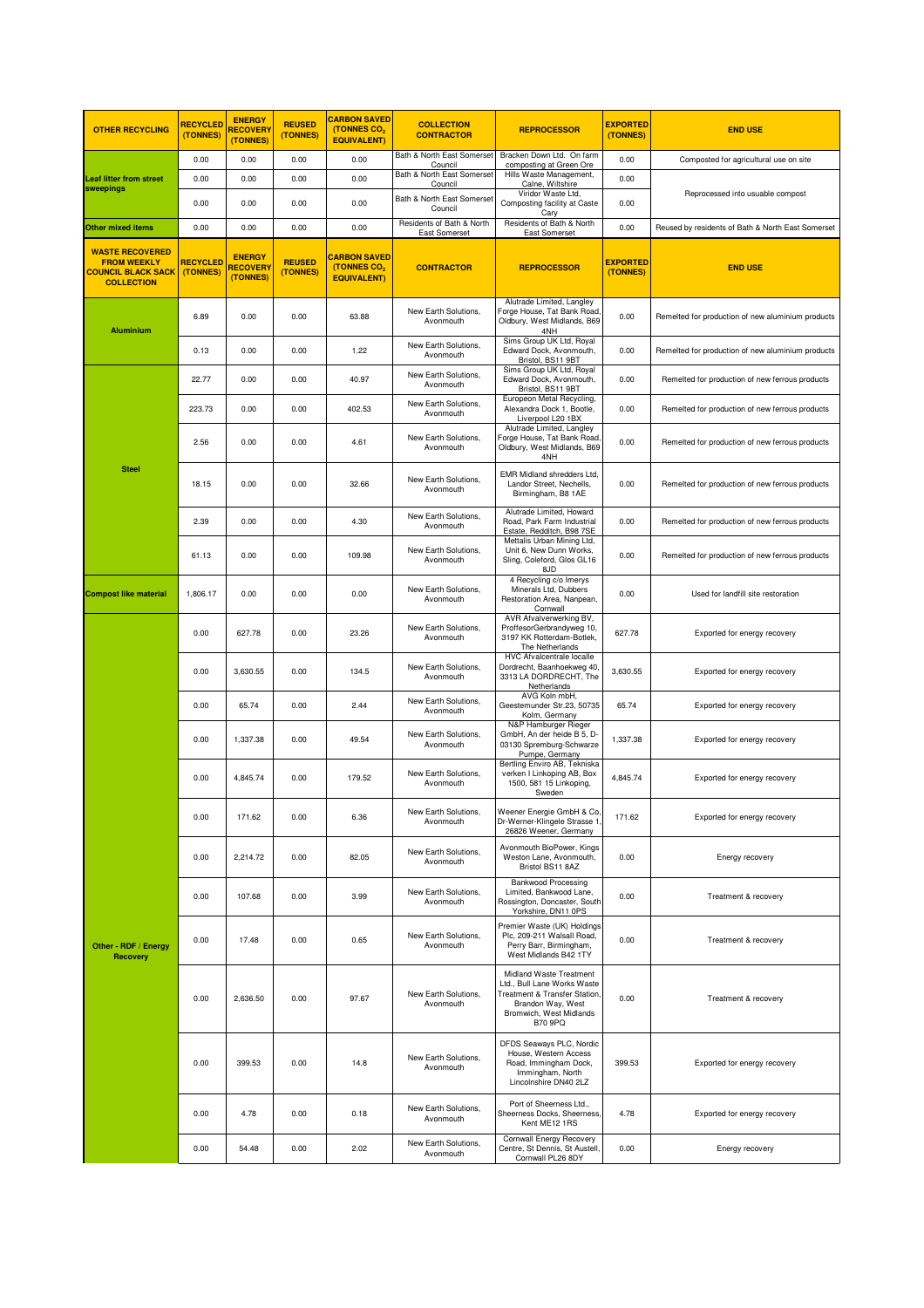| OTHER RECYCLING | RECYCLED (TONNES) | ENERGY RECOVERY (TONNES) | REUSED (TONNES) | CARBON SAVED (TONNES $CO_2$ EQUIVALENT) | COLLECTION CONTRACTOR | REPROCESSOR | EXPORTED (TONNES) | END USE |
|---|---|---|---|---|---|---|---|---|
| Leaf litter from street sweepings | 0.00 | 0.00 | 0.00 | 0.00 | Bath & North East Somerset Council | Bracken Down Ltd. On farm composting at Green Ore | 0.00 | Composted for agricultural use on site |
| | 0.00 | 0.00 | 0.00 | 0.00 | Bath & North East Somerset Council | Hills Waste Management, Calne, Wiltshire | 0.00 | Reprocessed into usuable compost |
| | 0.00 | 0.00 | 0.00 | 0.00 | Bath & North East Somerset Council | Viridor Waste Ltd, Composting facility at Caste Cary | 0.00 | |
| Other mixed items | 0.00 | 0.00 | 0.00 | 0.00 | Residents of Bath & North East Somerset | Residents of Bath & North East Somerset | 0.00 | Reused by residents of Bath & North East Somerset |
| **WASTE RECOVERED FROM WEEKLY COUNCIL BLACK SACK COLLECTION** | **RECYCLED (TONNES)** | **ENERGY RECOVERY (TONNES)** | **REUSED (TONNES)** | **CARBON SAVED (TONNES $CO_2$ EQUIVALENT)** | **CONTRACTOR** | **REPROCESSOR** | **EXPORTED (TONNES)** | **END USE** |
| Aluminium | 6.89 | 0.00 | 0.00 | 63.88 | New Earth Solutions, Avonmouth | Alutrade Limited, Langley Forge House, Tat Bank Road, Oldbury, West Midlands, B69 4NH | 0.00 | Remelted for production of new aluminium products |
| | 0.13 | 0.00 | 0.00 | 1.22 | New Earth Solutions, Avonmouth | Sims Group UK Ltd, Royal Edward Dock, Avonmouth, Bristol, BS11 9BT | 0.00 | Remelted for production of new aluminium products |
| Steel | 22.77 | 0.00 | 0.00 | 40.97 | New Earth Solutions, Avonmouth | Sims Group UK Ltd, Royal Edward Dock, Avonmouth, Bristol, BS11 9BT | 0.00 | Remelted for production of new ferrous products |
| | 223.73 | 0.00 | 0.00 | 402.53 | New Earth Solutions, Avonmouth | Europeon Metal Recycling, Alexandra Dock 1, Bootle, Liverpool L20 1BX | 0.00 | Remelted for production of new ferrous products |
| | 2.56 | 0.00 | 0.00 | 4.61 | New Earth Solutions, Avonmouth | Alutrade Limited, Langley Forge House, Tat Bank Road, Oldbury, West Midlands, B69 4NH | 0.00 | Remelted for production of new ferrous products |
| | 18.15 | 0.00 | 0.00 | 32.66 | New Earth Solutions, Avonmouth | EMR Midland shredders Ltd, Landor Street, Nechells, Birmingham, B8 1AE | 0.00 | Remelted for production of new ferrous products |
| | 2.39 | 0.00 | 0.00 | 4.30 | New Earth Solutions, Avonmouth | Alutrade Limited, Howard Road, Park Farm Industrial Estate, Redditch, B98 7SE | 0.00 | Remelted for production of new ferrous products |
| | 61.13 | 0.00 | 0.00 | 109.98 | New Earth Solutions, Avonmouth | Mettalis Urban Mining Ltd, Unit 6, New Dunn Works, Sling, Coleford, Glos GL16 8JD | 0.00 | Remelted for production of new ferrous products |
| Compost like material | 1,806.17 | 0.00 | 0.00 | 0.00 | New Earth Solutions, Avonmouth | 4 Recycling c/o Imerys Minerals Ltd, Dubbers Restoration Area, Nanpean, Cornwall | 0.00 | Used for landfill site restoration |
| Other - RDF / Energy Recovery | 0.00 | 627.78 | 0.00 | 23.26 | New Earth Solutions, Avonmouth | AVR Afvalverwerking BV, ProffesorGerbrandyweg 10, 3197 KK Rotterdam-Botlek, The Netherlands | 627.78 | Exported for energy recovery |
| | 0.00 | 3,630.55 | 0.00 | 134.5 | New Earth Solutions, Avonmouth | HVC Afvalcentrale locatie Dordrecht, Baanhoekweg 40, 3313 LA DORDRECHT, The Netherlands | 3,630.55 | Exported for energy recovery |
| | 0.00 | 65.74 | 0.00 | 2.44 | New Earth Solutions, Avonmouth | AVG Koln mbH, Geestemunder Str.23, 50735 Kolm, Germany | 65.74 | Exported for energy recovery |
| | 0.00 | 1,337.38 | 0.00 | 49.54 | New Earth Solutions, Avonmouth | N&P Hamburger Rieger GmbH, An der heide B 5, D-03130 Spremburg-Schwarze Pumpe, Germany | 1,337.38 | Exported for energy recovery |
| | 0.00 | 4,845.74 | 0.00 | 179.52 | New Earth Solutions, Avonmouth | Bertling Enviro AB, Tekniska verken I Linkoping AB, Box 1500, 581 15 Linkoping, Sweden | 4,845.74 | Exported for energy recovery |
| | 0.00 | 171.62 | 0.00 | 6.36 | New Earth Solutions, Avonmouth | Weener Energie GmbH & Co, Dr-Werner-Klingele Strasse 1, 26826 Weener, Germany | 171.62 | Exported for energy recovery |
| | 0.00 | 2,214.72 | 0.00 | 82.05 | New Earth Solutions, Avonmouth | Avonmouth BioPower, Kings Weston Lane, Avonmouth, Bristol BS11 8AZ | 0.00 | Energy recovery |
| | 0.00 | 107.68 | 0.00 | 3.99 | New Earth Solutions, Avonmouth | Bankwood Processing Limited, Bankwood Lane, Rossington, Doncaster, South Yorkshire, DN11 0PS | 0.00 | Treatment & recovery |
| | 0.00 | 17.48 | 0.00 | 0.65 | New Earth Solutions, Avonmouth | Premier Waste (UK) Holdings Plc, 209-211 Walsall Road, Perry Barr, Birmingham, West Midlands B42 1TY | 0.00 | Treatment & recovery |
| | 0.00 | 2,636.50 | 0.00 | 97.67 | New Earth Solutions, Avonmouth | Midland Waste Treatment Ltd., Bull Lane Works Waste Treatment & Transfer Station, Brandon Way, West Bromwich, West Midlands B70 9PQ | 0.00 | Treatment & recovery |
| | 0.00 | 399.53 | 0.00 | 14.8 | New Earth Solutions, Avonmouth | DFDS Seaways PLC, Nordic House, Western Access Road, Immingham Dock, Immingham, North Lincolnshire DN40 2LZ | 399.53 | Exported for energy recovery |
| | 0.00 | 4.78 | 0.00 | 0.18 | New Earth Solutions, Avonmouth | Port of Sheerness Ltd., Sheerness Docks, Sheerness, Kent ME12 1RS | 4.78 | Exported for energy recovery |
| | 0.00 | 54.48 | 0.00 | 2.02 | New Earth Solutions, Avonmouth | Cornwall Energy Recovery Centre, St Dennis, St Austell, Cornwall PL26 8DY | 0.00 | Energy recovery |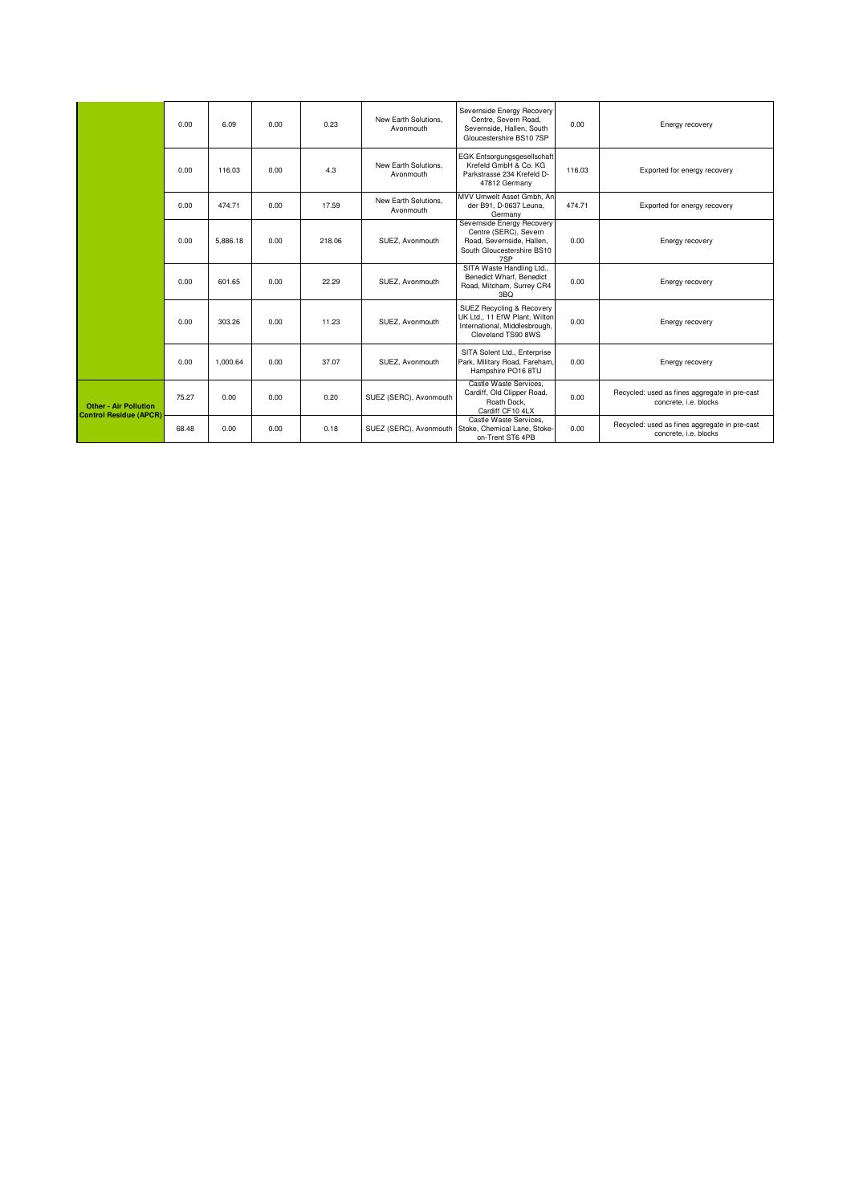| | | | | | | | | |
|---|---|---|---|---|---|---|---|---|
| | 0.00 | 6.09 | 0.00 | 0.23 | New Earth Solutions, Avonmouth | Severnside Energy Recovery Centre, Severn Road, Severnside, Hallen, South Gloucestershire BS10 7SP | 0.00 | Energy recovery |
| | 0.00 | 116.03 | 0.00 | 4.3 | New Earth Solutions, Avonmouth | EGK Entsorgungsgesellschaft Krefeld GmbH & Co. KG Parkstrasse 234 Krefeld D-47812 Germany | 116.03 | Exported for energy recovery |
| | 0.00 | 474.71 | 0.00 | 17.59 | New Earth Solutions, Avonmouth | MVV Umwelt Asset Gmbh, An der B91, D-0637 Leuna, Germany | 474.71 | Exported for energy recovery |
| | 0.00 | 5,886.18 | 0.00 | 218.06 | SUEZ, Avonmouth | Severnside Energy Recovery Centre (SERC), Severn Road, Severnside, Hallen, South Gloucestershire BS10 7SP | 0.00 | Energy recovery |
| | 0.00 | 601.65 | 0.00 | 22.29 | SUEZ, Avonmouth | SITA Waste Handling Ltd., Benedict Wharf, Benedict Road, Mitcham, Surrey CR4 3BQ | 0.00 | Energy recovery |
| | 0.00 | 303.26 | 0.00 | 11.23 | SUEZ, Avonmouth | SUEZ Recycling & Recovery UK Ltd., 11 EfW Plant, Wilton International, Middlesbrough, Cleveland TS90 8WS | 0.00 | Energy recovery |
| | 0.00 | 1,000.64 | 0.00 | 37.07 | SUEZ, Avonmouth | SITA Solent Ltd., Enterprise Park, Military Road, Fareham, Hampshire PO16 8TU | 0.00 | Energy recovery |
| **Other - Air Pollution Control Residue (APCR)** | 75.27 | 0.00 | 0.00 | 0.20 | SUEZ (SERC), Avonmouth | Castle Waste Services, Cardiff, Old Clipper Road, Roath Dock, Cardiff CF10 4LX | 0.00 | Recycled: used as fines aggregate in pre-cast concrete, i.e. blocks |
| | 68.48 | 0.00 | 0.00 | 0.18 | SUEZ (SERC), Avonmouth | Castle Waste Services, Stoke, Chemical Lane, Stoke-on-Trent ST6 4PB | 0.00 | Recycled: used as fines aggregate in pre-cast concrete, i.e. blocks |